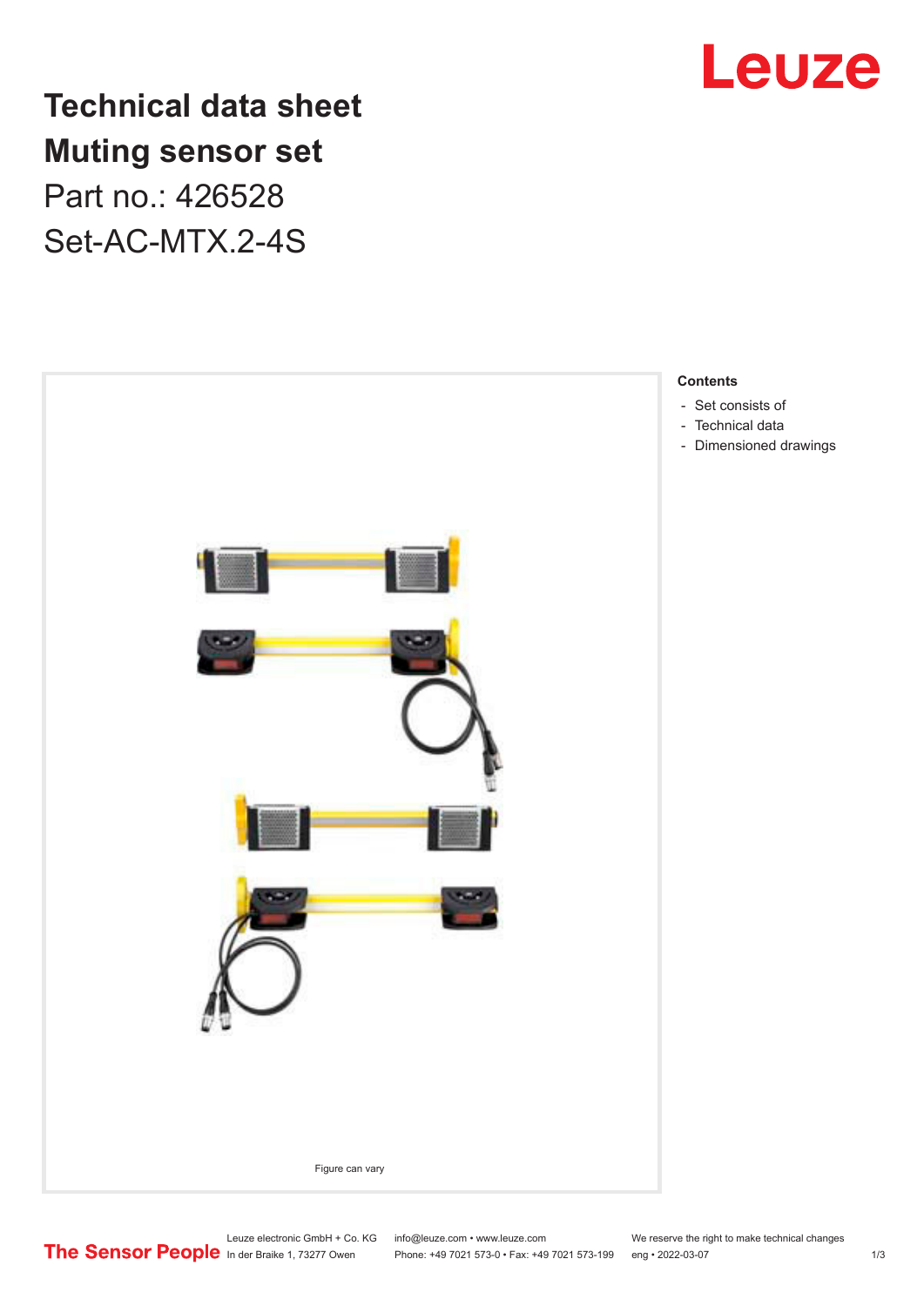# Technical data sheet
# Muting sensor set

Part no.: 426528

Set-AC-MTX.2-4S

Figure can vary

**Contents**

- Set consists of
- Technical data
- Dimensioned drawings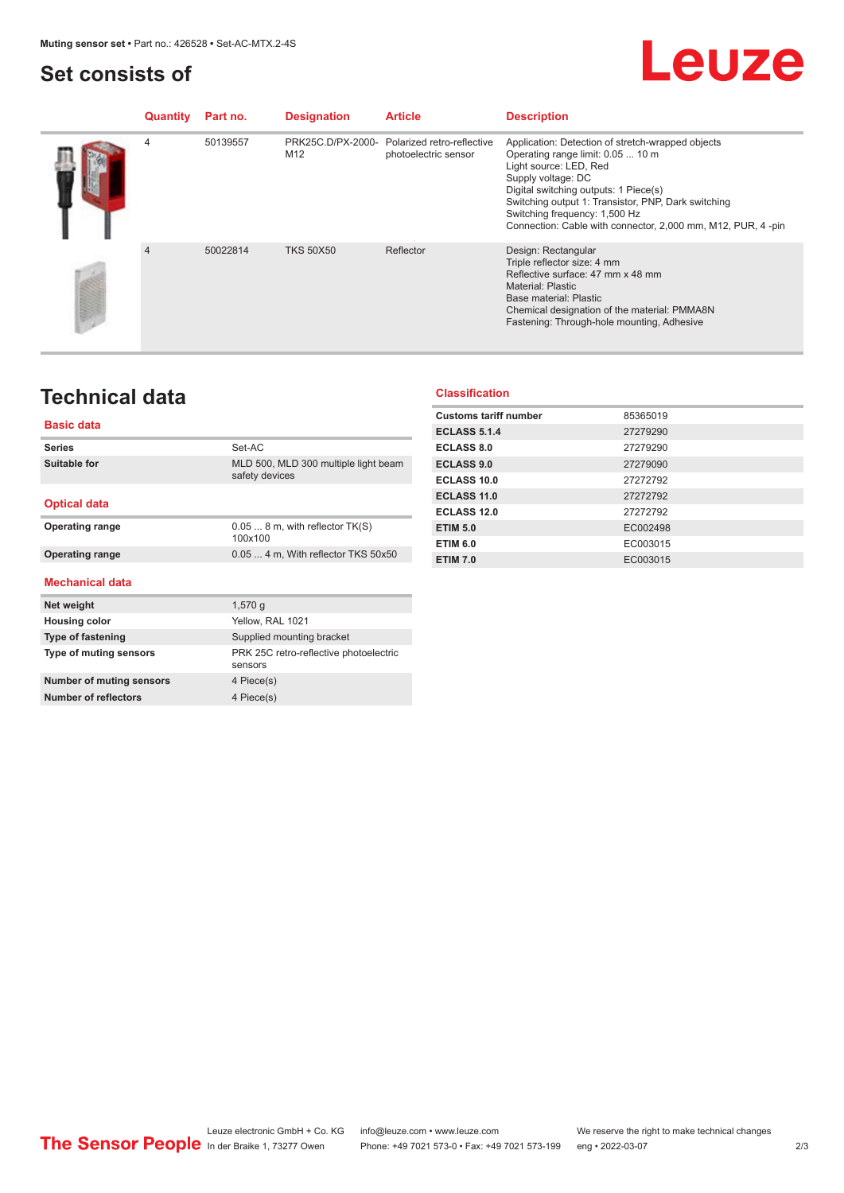# Set consists of

| Quantity | Part no. | Designation | Article | Description |
|---|---|---|---|---|
| 4 | 50139557 | PRK25C.D/PX-2000-M12 | Polarized retro-reflective photoelectric sensor | Application: Detection of stretch-wrapped objects<br>Operating range limit: 0.05 ... 10 m<br>Light source: LED, Red<br>Supply voltage: DC<br>Digital switching outputs: 1 Piece(s)<br>Switching output 1: Transistor, PNP, Dark switching<br>Switching frequency: 1,500 Hz<br>Connection: Cable with connector, 2,000 mm, M12, PUR, 4 -pin |
| 4 | 50022814 | TKS 50X50 | Reflector | Design: Rectangular<br>Triple reflector size: 4 mm<br>Reflective surface: 47 mm x 48 mm<br>Material: Plastic<br>Base material: Plastic<br>Chemical designation of the material: PMMA8N<br>Fastening: Through-hole mounting, Adhesive |

# Technical data

## Basic data

| | |
|---|---|
| **Series** | Set-AC |
| **Suitable for** | MLD 500, MLD 300 multiple light beam safety devices |

## Optical data

| | |
|---|---|
| **Operating range** | 0.05 ... 8 m, with reflector TK(S) 100x100 |
| **Operating range** | 0.05 ... 4 m, With reflector TKS 50x50 |

## Mechanical data

| | |
|---|---|
| **Net weight** | 1,570 g |
| **Housing color** | Yellow, RAL 1021 |
| **Type of fastening** | Supplied mounting bracket |
| **Type of muting sensors** | PRK 25C retro-reflective photoelectric sensors |
| **Number of muting sensors** | 4 Piece(s) |
| **Number of reflectors** | 4 Piece(s) |

## Classification

| | |
|---|---|
| **Customs tariff number** | 85365019 |
| **ECLASS 5.1.4** | 27279290 |
| **ECLASS 8.0** | 27279290 |
| **ECLASS 9.0** | 27279090 |
| **ECLASS 10.0** | 27272792 |
| **ECLASS 11.0** | 27272792 |
| **ECLASS 12.0** | 27272792 |
| **ETIM 5.0** | EC002498 |
| **ETIM 6.0** | EC003015 |
| **ETIM 7.0** | EC003015 |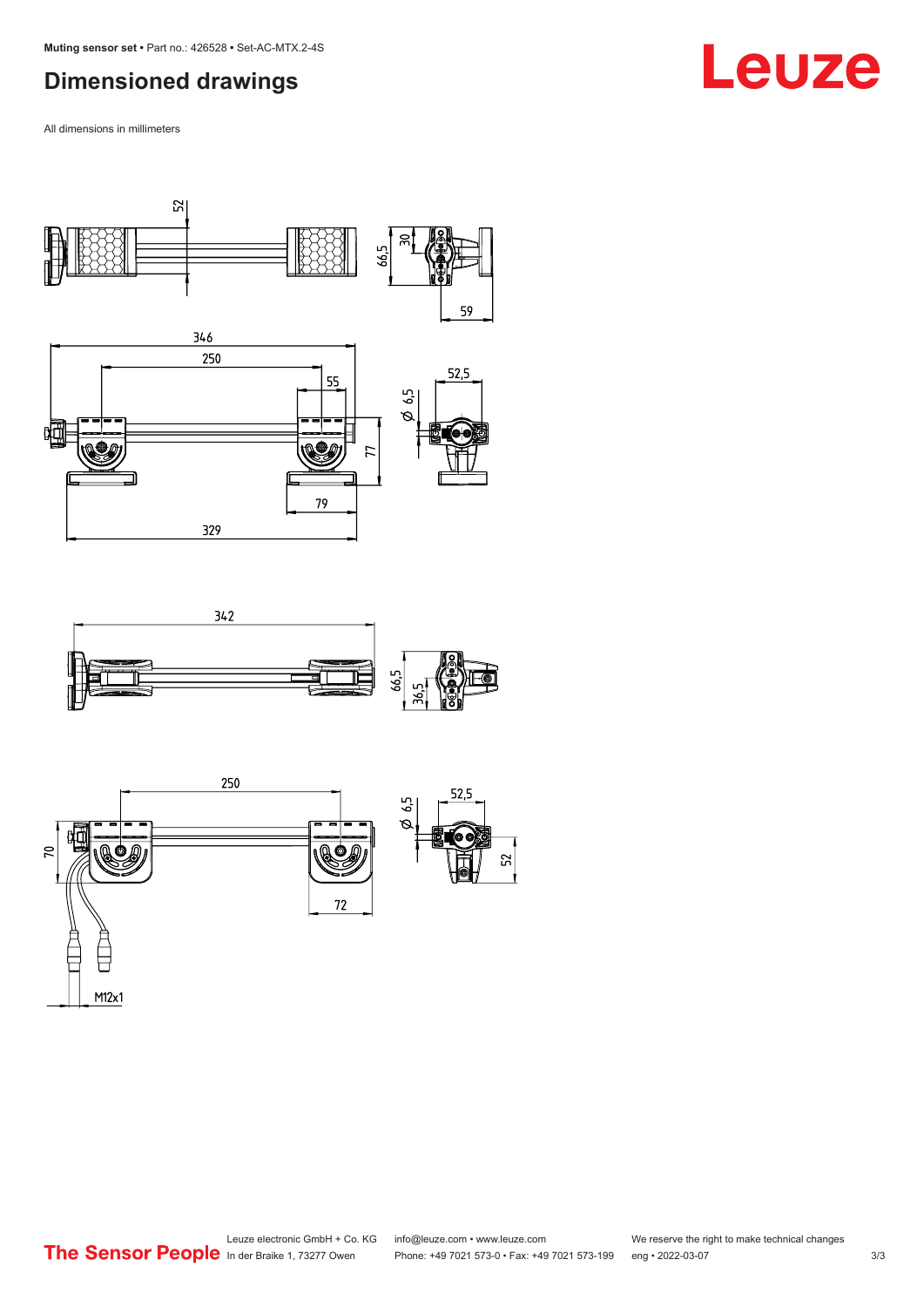## Dimensioned drawings

All dimensions in millimeters

52

30

66,5

59

346

250

55

52,5

Ø 6,5

77

79

329

342

66,5

36,5

250

Ø 6,5

52,5

70

52

72

M12x1